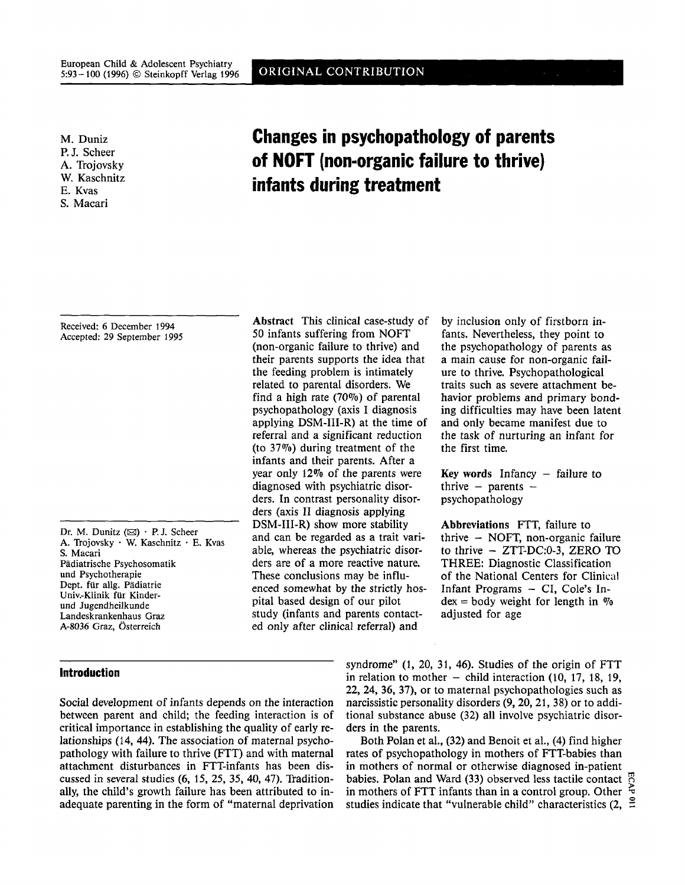ORIGINAL CONTRIBUTION

M. Duniz
P. J. Scheer
A. Trojovsky
W. Kaschnitz
E. Kvas
S. Macari

# Changes in psychopathology of parents of NOFT (non-organic failure to thrive) infants during treatment

Received: 6 December 1994
Accepted: 29 September 1995

Dr. M. Duniz (✉) · P. J. Scheer
A. Trojovsky · W. Kaschnitz · E. Kvas
S. Macari
Pädiatrische Psychosomatik
und Psychotherapie
Dept. für allg. Pädiatrie
Univ.-Klinik für Kinder-
und Jugendheilkunde
Landeskrankenhaus Graz
A-8036 Graz, Österreich

**Abstract** This clinical case-study of 50 infants suffering from NOFT (non-organic failure to thrive) and their parents supports the idea that the feeding problem is intimately related to parental disorders. We find a high rate (70%) of parental psychopathology (axis I diagnosis applying DSM-III-R) at the time of referral and a significant reduction (to 37%) during treatment of the infants and their parents. After a year only 12% of the parents were diagnosed with psychiatric disorders. In contrast personality disorders (axis II diagnosis applying DSM-III-R) show more stability and can be regarded as a trait variable, whereas the psychiatric disorders are of a more reactive nature. These conclusions may be influenced somewhat by the strictly hospital based design of our pilot study (infants and parents contacted only after clinical referral) and by inclusion only of firstborn infants. Nevertheless, they point to the psychopathology of parents as a main cause for non-organic failure to thrive. Psychopathological traits such as severe attachment behavior problems and primary bonding difficulties may have been latent and only became manifest due to the task of nurturing an infant for the first time.

**Key words** Infancy – failure to thrive – parents – psychopathology

**Abbreviations** FTT, failure to thrive – NOFT, non-organic failure to thrive – ZTT-DC:0-3, ZERO TO THREE: Diagnostic Classification of the National Centers for Clinical Infant Programs – CI, Cole's Index = body weight for length in % adjusted for age

## Introduction

Social development of infants depends on the interaction between parent and child; the feeding interaction is of critical importance in establishing the quality of early relationships (14, 44). The association of maternal psychopathology with failure to thrive (FTT) and with maternal attachment disturbances in FTT-infants has been discussed in several studies (6, 15, 25, 35, 40, 47). Traditionally, the child's growth failure has been attributed to inadequate parenting in the form of "maternal deprivation syndrome" (1, 20, 31, 46). Studies of the origin of FTT in relation to mother – child interaction (10, 17, 18, 19, 22, 24, 36, 37), or to maternal psychopathologies such as narcissistic personality disorders (9, 20, 21, 38) or to additional substance abuse (32) all involve psychiatric disorders in the parents.

Both Polan et al., (32) and Benoit et al., (4) find higher rates of psychopathology in mothers of FTT-babies than in mothers of normal or otherwise diagnosed in-patient babies. Polan and Ward (33) observed less tactile contact in mothers of FTT infants than in a control group. Other studies indicate that "vulnerable child" characteristics (2,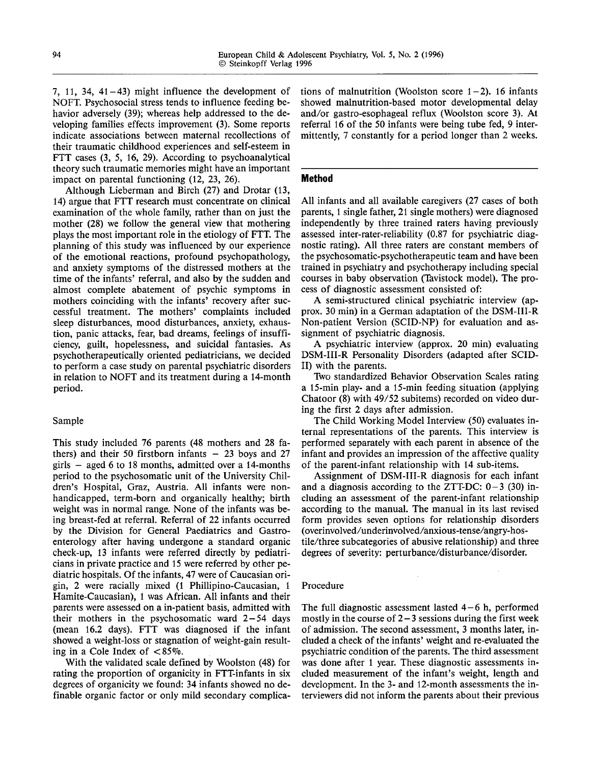7, 11, 34, 41–43) might influence the development of NOFT. Psychosocial stress tends to influence feeding behavior adversely (39); whereas help addressed to the developing families effects improvement (3). Some reports indicate associations between maternal recollections of their traumatic childhood experiences and self-esteem in FTT cases (3, 5, 16, 29). According to psychoanalytical theory such traumatic memories might have an important impact on parental functioning (12, 23, 26).

Although Lieberman and Birch (27) and Drotar (13, 14) argue that FTT research must concentrate on clinical examination of the whole family, rather than on just the mother (28) we follow the general view that mothering plays the most important role in the etiology of FTT. The planning of this study was influenced by our experience of the emotional reactions, profound psychopathology, and anxiety symptoms of the distressed mothers at the time of the infants' referral, and also by the sudden and almost complete abatement of psychic symptoms in mothers coinciding with the infants' recovery after successful treatment. The mothers' complaints included sleep disturbances, mood disturbances, anxiety, exhaustion, panic attacks, fear, bad dreams, feelings of insufficiency, guilt, hopelessness, and suicidal fantasies. As psychotherapeutically oriented pediatricians, we decided to perform a case study on parental psychiatric disorders in relation to NOFT and its treatment during a 14-month period.

### Sample

This study included 76 parents (48 mothers and 28 fathers) and their 50 firstborn infants – 23 boys and 27 girls – aged 6 to 18 months, admitted over a 14-months period to the psychosomatic unit of the University Children's Hospital, Graz, Austria. All infants were non-handicapped, term-born and organically healthy; birth weight was in normal range. None of the infants was being breast-fed at referral. Referral of 22 infants occurred by the Division for General Paediatrics and Gastroenterology after having undergone a standard organic check-up, 13 infants were referred directly by pediatricians in private practice and 15 were referred by other pediatric hospitals. Of the infants, 47 were of Caucasian origin, 2 were racially mixed (1 Phillipino-Caucasian, 1 Hamite-Caucasian), 1 was African. All infants and their parents were assessed on a in-patient basis, admitted with their mothers in the psychosomatic ward 2–54 days (mean 16.2 days). FTT was diagnosed if the infant showed a weight-loss or stagnation of weight-gain resulting in a Cole Index of <85%.

With the validated scale defined by Woolston (48) for rating the proportion of organicity in FTT-infants in six degrees of organicity we found: 34 infants showed no definable organic factor or only mild secondary complications of malnutrition (Woolston score 1–2). 16 infants showed malnutrition-based motor developmental delay and/or gastro-esophageal reflux (Woolston score 3). At referral 16 of the 50 infants were being tube fed, 9 intermittently, 7 constantly for a period longer than 2 weeks.

## Method

All infants and all available caregivers (27 cases of both parents, 1 single father, 21 single mothers) were diagnosed independently by three trained raters having previously assessed inter-rater-reliability (0.87 for psychiatric diagnostic rating). All three raters are constant members of the psychosomatic-psychotherapeutic team and have been trained in psychiatry and psychotherapy including special courses in baby observation (Tavistock model). The process of diagnostic assessment consisted of:

A semi-structured clinical psychiatric interview (approx. 30 min) in a German adaptation of the DSM-III-R Non-patient Version (SCID-NP) for evaluation and assignment of psychiatric diagnosis.

A psychiatric interview (approx. 20 min) evaluating DSM-III-R Personality Disorders (adapted after SCID-II) with the parents.

Two standardized Behavior Observation Scales rating a 15-min play- and a 15-min feeding situation (applying Chatoor (8) with 49/52 subitems) recorded on video during the first 2 days after admission.

The Child Working Model Interview (50) evaluates internal representations of the parents. This interview is performed separately with each parent in absence of the infant and provides an impression of the affective quality of the parent-infant relationship with 14 sub-items.

Assignment of DSM-III-R diagnosis for each infant and a diagnosis according to the ZTT-DC: 0–3 (30) including an assessment of the parent-infant relationship according to the manual. The manual in its last revised form provides seven options for relationship disorders (overinvolved/underinvolved/anxious-tense/angry-hostile/three subcategories of abusive relationship) and three degrees of severity: perturbance/disturbance/disorder.

### Procedure

The full diagnostic assessment lasted 4–6 h, performed mostly in the course of 2–3 sessions during the first week of admission. The second assessment, 3 months later, included a check of the infants' weight and re-evaluated the psychiatric condition of the parents. The third assessment was done after 1 year. These diagnostic assessments included measurement of the infant's weight, length and development. In the 3- and 12-month assessments the interviewers did not inform the parents about their previous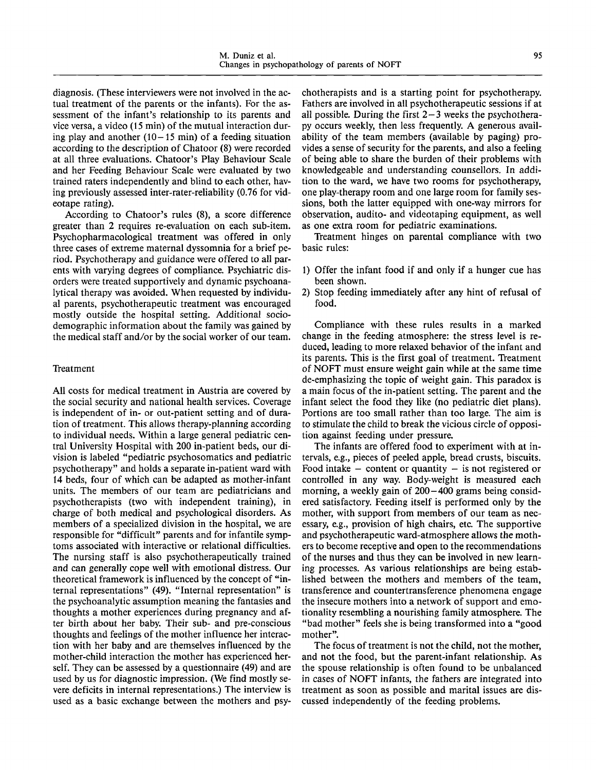diagnosis. (These interviewers were not involved in the actual treatment of the parents or the infants). For the assessment of the infant's relationship to its parents and vice versa, a video (15 min) of the mutual interaction during play and another (10–15 min) of a feeding situation according to the description of Chatoor (8) were recorded at all three evaluations. Chatoor's Play Behaviour Scale and her Feeding Behaviour Scale were evaluated by two trained raters independently and blind to each other, having previously assessed inter-rater-reliability (0.76 for videotape rating).

According to Chatoor's rules (8), a score difference greater than 2 requires re-evaluation on each sub-item. Psychopharmacological treatment was offered in only three cases of extreme maternal dyssomnia for a brief period. Psychotherapy and guidance were offered to all parents with varying degrees of compliance. Psychiatric disorders were treated supportively and dynamic psychoanalytical therapy was avoided. When requested by individual parents, psychotherapeutic treatment was encouraged mostly outside the hospital setting. Additional sociodemographic information about the family was gained by the medical staff and/or by the social worker of our team.

## Treatment

All costs for medical treatment in Austria are covered by the social security and national health services. Coverage is independent of in- or out-patient setting and of duration of treatment. This allows therapy-planning according to individual needs. Within a large general pediatric central University Hospital with 200 in-patient beds, our division is labeled "pediatric psychosomatics and pediatric psychotherapy" and holds a separate in-patient ward with 14 beds, four of which can be adapted as mother-infant units. The members of our team are pediatricians and psychotherapists (two with independent training), in charge of both medical and psychological disorders. As members of a specialized division in the hospital, we are responsible for "difficult" parents and for infantile symptoms associated with interactive or relational difficulties. The nursing staff is also psychotherapeutically trained and can generally cope well with emotional distress. Our theoretical framework is influenced by the concept of "internal representations" (49). "Internal representation" is the psychoanalytic assumption meaning the fantasies and thoughts a mother experiences during pregnancy and after birth about her baby. Their sub- and pre-conscious thoughts and feelings of the mother influence her interaction with her baby and are themselves influenced by the mother-child interaction the mother has experienced herself. They can be assessed by a questionnaire (49) and are used by us for diagnostic impression. (We find mostly severe deficits in internal representations.) The interview is used as a basic exchange between the mothers and psychotherapists and is a starting point for psychotherapy. Fathers are involved in all psychotherapeutic sessions if at all possible. During the first 2–3 weeks the psychotherapy occurs weekly, then less frequently. A generous availability of the team members (available by paging) provides a sense of security for the parents, and also a feeling of being able to share the burden of their problems with knowledgeable and understanding counsellors. In addition to the ward, we have two rooms for psychotherapy, one play-therapy room and one large room for family sessions, both the latter equipped with one-way mirrors for observation, audito- and videotaping equipment, as well as one extra room for pediatric examinations.

Treatment hinges on parental compliance with two basic rules:

1) Offer the infant food if and only if a hunger cue has been shown.
2) Stop feeding immediately after any hint of refusal of food.

Compliance with these rules results in a marked change in the feeding atmosphere: the stress level is reduced, leading to more relaxed behavior of the infant and its parents. This is the first goal of treatment. Treatment of NOFT must ensure weight gain while at the same time de-emphasizing the topic of weight gain. This paradox is a main focus of the in-patient setting. The parent and the infant select the food they like (no pediatric diet plans). Portions are too small rather than too large. The aim is to stimulate the child to break the vicious circle of opposition against feeding under pressure.

The infants are offered food to experiment with at intervals, e.g., pieces of peeled apple, bread crusts, biscuits. Food intake – content or quantity – is not registered or controlled in any way. Body-weight is measured each morning, a weekly gain of 200–400 grams being considered satisfactory. Feeding itself is performed only by the mother, with support from members of our team as necessary, e.g., provision of high chairs, etc. The supportive and psychotherapeutic ward-atmosphere allows the mothers to become receptive and open to the recommendations of the nurses and thus they can be involved in new learning processes. As various relationships are being established between the mothers and members of the team, transference and countertransference phenomena engage the insecure mothers into a network of support and emotionality resembling a nourishing family atmosphere. The "bad mother" feels she is being transformed into a "good mother".

The focus of treatment is not the child, not the mother, and not the food, but the parent-infant relationship. As the spouse relationship is often found to be unbalanced in cases of NOFT infants, the fathers are integrated into treatment as soon as possible and marital issues are discussed independently of the feeding problems.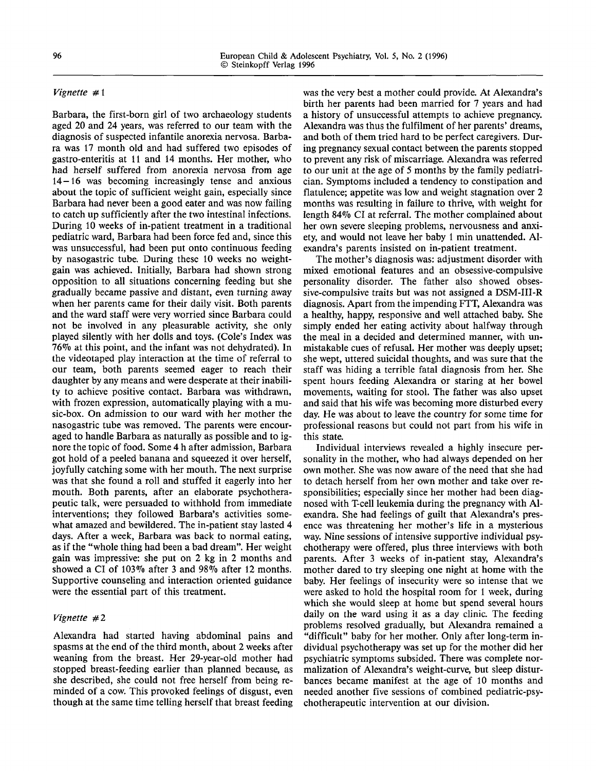*Vignette #1*

Barbara, the first-born girl of two archaeology students aged 20 and 24 years, was referred to our team with the diagnosis of suspected infantile anorexia nervosa. Barbara was 17 month old and had suffered two episodes of gastro-enteritis at 11 and 14 months. Her mother, who had herself suffered from anorexia nervosa from age 14–16 was becoming increasingly tense and anxious about the topic of sufficient weight gain, especially since Barbara had never been a good eater and was now failing to catch up sufficiently after the two intestinal infections. During 10 weeks of in-patient treatment in a traditional pediatric ward, Barbara had been force fed and, since this was unsuccessful, had been put onto continuous feeding by nasogastric tube. During these 10 weeks no weight-gain was achieved. Initially, Barbara had shown strong opposition to all situations concerning feeding but she gradually became passive and distant, even turning away when her parents came for their daily visit. Both parents and the ward staff were very worried since Barbara could not be involved in any pleasurable activity, she only played silently with her dolls and toys. (Cole's Index was 76% at this point, and the infant was not dehydrated). In the videotaped play interaction at the time of referral to our team, both parents seemed eager to reach their daughter by any means and were desperate at their inability to achieve positive contact. Barbara was withdrawn, with frozen expression, automatically playing with a music-box. On admission to our ward with her mother the nasogastric tube was removed. The parents were encouraged to handle Barbara as naturally as possible and to ignore the topic of food. Some 4 h after admission, Barbara got hold of a peeled banana and squeezed it over herself, joyfully catching some with her mouth. The next surprise was that she found a roll and stuffed it eagerly into her mouth. Both parents, after an elaborate psychotherapeutic talk, were persuaded to withhold from immediate interventions; they followed Barbara's activities somewhat amazed and bewildered. The in-patient stay lasted 4 days. After a week, Barbara was back to normal eating, as if the "whole thing had been a bad dream". Her weight gain was impressive: she put on 2 kg in 2 months and showed a CI of 103% after 3 and 98% after 12 months. Supportive counseling and interaction oriented guidance were the essential part of this treatment.

*Vignette #2*

Alexandra had started having abdominal pains and spasms at the end of the third month, about 2 weeks after weaning from the breast. Her 29-year-old mother had stopped breast-feeding earlier than planned because, as she described, she could not free herself from being reminded of a cow. This provoked feelings of disgust, even though at the same time telling herself that breast feeding was the very best a mother could provide. At Alexandra's birth her parents had been married for 7 years and had a history of unsuccessful attempts to achieve pregnancy. Alexandra was thus the fulfilment of her parents' dreams, and both of them tried hard to be perfect caregivers. During pregnancy sexual contact between the parents stopped to prevent any risk of miscarriage. Alexandra was referred to our unit at the age of 5 months by the family pediatrician. Symptoms included a tendency to constipation and flatulence; appetite was low and weight stagnation over 2 months was resulting in failure to thrive, with weight for length 84% CI at referral. The mother complained about her own severe sleeping problems, nervousness and anxiety, and would not leave her baby 1 min unattended. Alexandra's parents insisted on in-patient treatment.

The mother's diagnosis was: adjustment disorder with mixed emotional features and an obsessive-compulsive personality disorder. The father also showed obsessive-compulsive traits but was not assigned a DSM-III-R diagnosis. Apart from the impending FTT, Alexandra was a healthy, happy, responsive and well attached baby. She simply ended her eating activity about halfway through the meal in a decided and determined manner, with unmistakable cues of refusal. Her mother was deeply upset; she wept, uttered suicidal thoughts, and was sure that the staff was hiding a terrible fatal diagnosis from her. She spent hours feeding Alexandra or staring at her bowel movements, waiting for stool. The father was also upset and said that his wife was becoming more disturbed every day. He was about to leave the country for some time for professional reasons but could not part from his wife in this state.

Individual interviews revealed a highly insecure personality in the mother, who had always depended on her own mother. She was now aware of the need that she had to detach herself from her own mother and take over responsibilities; especially since her mother had been diagnosed with T-cell leukemia during the pregnancy with Alexandra. She had feelings of guilt that Alexandra's presence was threatening her mother's life in a mysterious way. Nine sessions of intensive supportive individual psychotherapy were offered, plus three interviews with both parents. After 3 weeks of in-patient stay, Alexandra's mother dared to try sleeping one night at home with the baby. Her feelings of insecurity were so intense that we were asked to hold the hospital room for 1 week, during which she would sleep at home but spend several hours daily on the ward using it as a day clinic. The feeding problems resolved gradually, but Alexandra remained a "difficult" baby for her mother. Only after long-term individual psychotherapy was set up for the mother did her psychiatric symptoms subside. There was complete normalization of Alexandra's weight-curve, but sleep disturbances became manifest at the age of 10 months and needed another five sessions of combined pediatric-psychotherapeutic intervention at our division.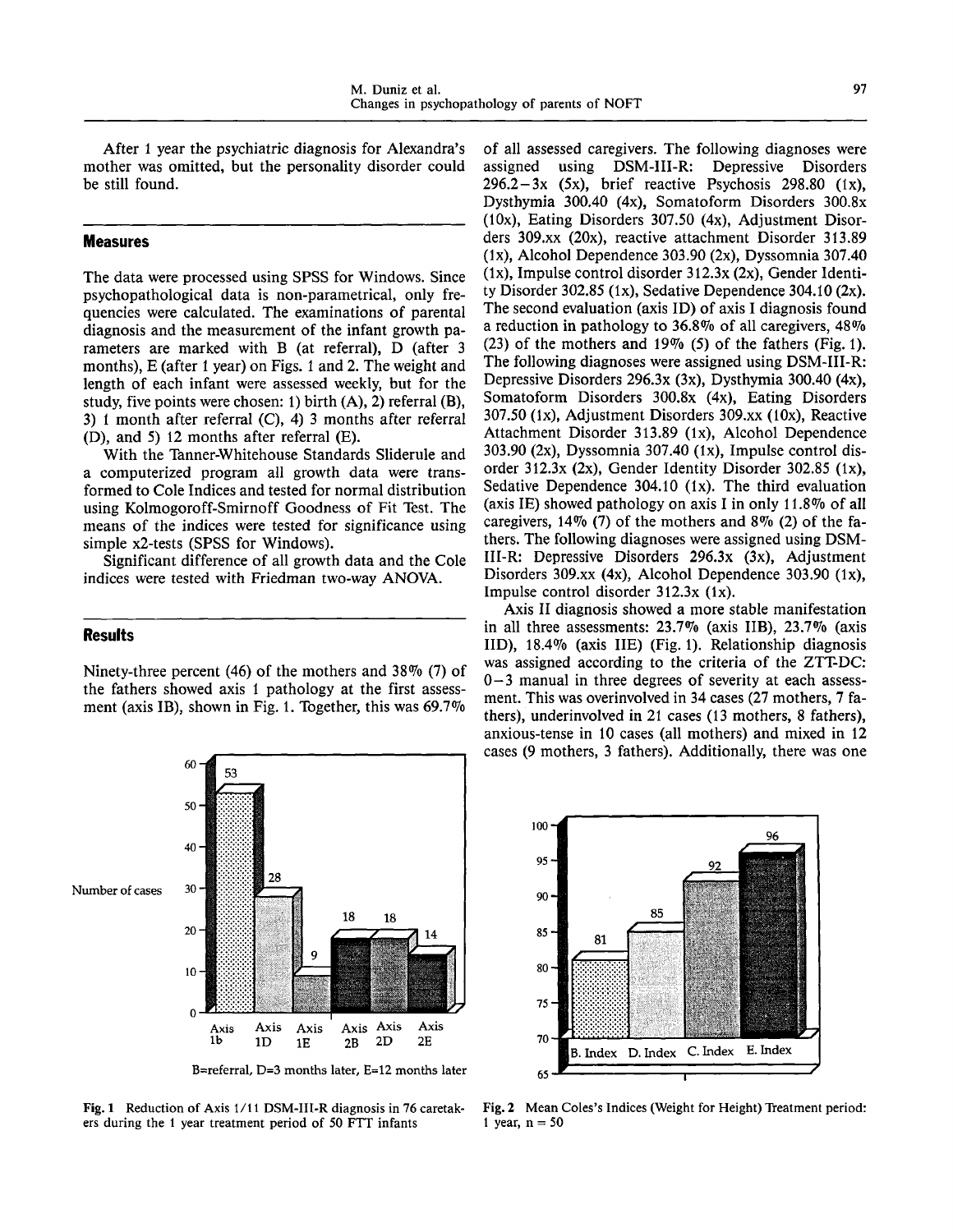After 1 year the psychiatric diagnosis for Alexandra's mother was omitted, but the personality disorder could be still found.

## Measures

The data were processed using SPSS for Windows. Since psychopathological data is non-parametrical, only frequencies were calculated. The examinations of parental diagnosis and the measurement of the infant growth parameters are marked with B (at referral), D (after 3 months), E (after 1 year) on Figs. 1 and 2. The weight and length of each infant were assessed weekly, but for the study, five points were chosen: 1) birth (A), 2) referral (B), 3) 1 month after referral (C), 4) 3 months after referral (D), and 5) 12 months after referral (E).

With the Tanner-Whitehouse Standards Sliderule and a computerized program all growth data were transformed to Cole Indices and tested for normal distribution using Kolmogoroff-Smirnoff Goodness of Fit Test. The means of the indices were tested for significance using simple x2-tests (SPSS for Windows).

Significant difference of all growth data and the Cole indices were tested with Friedman two-way ANOVA.

## Results

Ninety-three percent (46) of the mothers and 38% (7) of the fathers showed axis 1 pathology at the first assessment (axis IB), shown in Fig. 1. Together, this was 69.7% of all assessed caregivers. The following diagnoses were assigned using DSM-III-R: Depressive Disorders 296.2–3x (5x), brief reactive Psychosis 298.80 (1x), Dysthymia 300.40 (4x), Somatoform Disorders 300.8x (10x), Eating Disorders 307.50 (4x), Adjustment Disorders 309.xx (20x), reactive attachment Disorder 313.89 (1x), Alcohol Dependence 303.90 (2x), Dyssomnia 307.40 (1x), Impulse control disorder 312.3x (2x), Gender Identity Disorder 302.85 (1x), Sedative Dependence 304.10 (2x). The second evaluation (axis ID) of axis I diagnosis found a reduction in pathology to 36.8% of all caregivers, 48% (23) of the mothers and 19% (5) of the fathers (Fig. 1). The following diagnoses were assigned using DSM-III-R: Depressive Disorders 296.3x (3x), Dysthymia 300.40 (4x), Somatoform Disorders 300.8x (4x), Eating Disorders 307.50 (1x), Adjustment Disorders 309.xx (10x), Reactive Attachment Disorder 313.89 (1x), Alcohol Dependence 303.90 (2x), Dyssomnia 307.40 (1x), Impulse control disorder 312.3x (2x), Gender Identity Disorder 302.85 (1x), Sedative Dependence 304.10 (1x). The third evaluation (axis IE) showed pathology on axis I in only 11.8% of all caregivers, 14% (7) of the mothers and 8% (2) of the fathers. The following diagnoses were assigned using DSM-III-R: Depressive Disorders 296.3x (3x), Adjustment Disorders 309.xx (4x), Alcohol Dependence 303.90 (1x), Impulse control disorder 312.3x (1x).

Axis II diagnosis showed a more stable manifestation in all three assessments: 23.7% (axis IIB), 23.7% (axis IID), 18.4% (axis IIE) (Fig. 1). Relationship diagnosis was assigned according to the criteria of the ZTT-DC: 0–3 manual in three degrees of severity at each assessment. This was overinvolved in 34 cases (27 mothers, 7 fathers), underinvolved in 21 cases (13 mothers, 8 fathers), anxious-tense in 10 cases (all mothers) and mixed in 12 cases (9 mothers, 3 fathers). Additionally, there was one

| | Axis 1b | Axis 1D | Axis 1E | Axis 2B | Axis 2D | Axis 2E |
|---|---|---|---|---|---|---|
| Number of cases | 53 | 28 | 9 | 18 | 18 | 14 |

B=referral, D=3 months later, E=12 months later

**Fig. 1** Reduction of Axis I/II DSM-III-R diagnosis in 76 caretakers during the 1 year treatment period of 50 FTT infants

| B. Index | D. Index | C. Index | E. Index |
|---|---|---|---|
| 81 | 85 | 92 | 96 |

**Fig. 2** Mean Coles's Indices (Weight for Height) Treatment period: 1 year, n = 50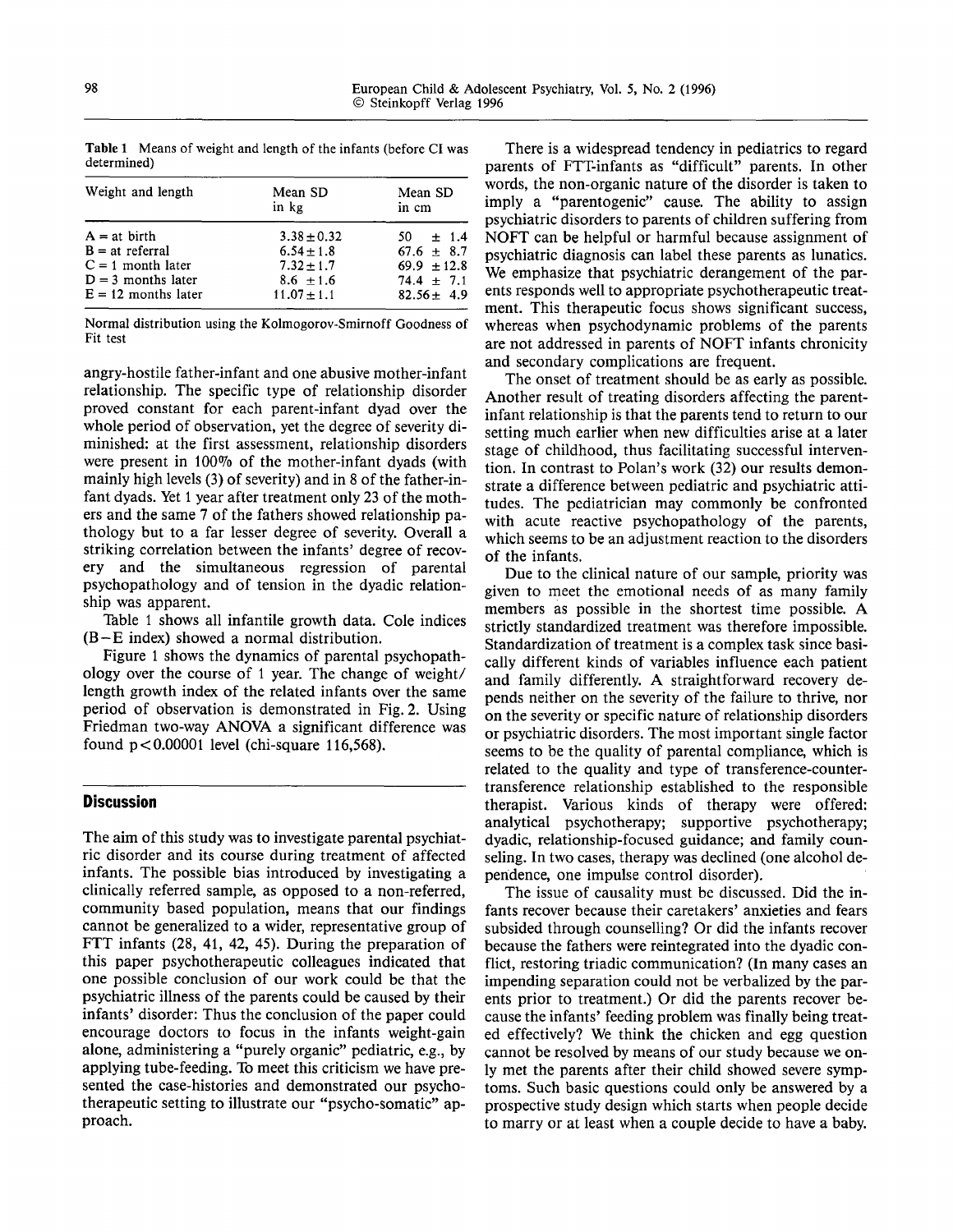**Table 1** Means of weight and length of the infants (before CI was determined)

| Weight and length | Mean SD in kg | Mean SD in cm |
|---|---|---|
| A = at birth | $3.38 \pm 0.32$ | $50 \pm 1.4$ |
| B = at referral | $6.54 \pm 1.8$ | $67.6 \pm 8.7$ |
| C = 1 month later | $7.32 \pm 1.7$ | $69.9 \pm 12.8$ |
| D = 3 months later | $8.6 \pm 1.6$ | $74.4 \pm 7.1$ |
| E = 12 months later | $11.07 \pm 1.1$ | $82.56 \pm 4.9$ |

Normal distribution using the Kolmogorov-Smirnoff Goodness of Fit test

angry-hostile father-infant and one abusive mother-infant relationship. The specific type of relationship disorder proved constant for each parent-infant dyad over the whole period of observation, yet the degree of severity diminished: at the first assessment, relationship disorders were present in 100% of the mother-infant dyads (with mainly high levels (3) of severity) and in 8 of the father-infant dyads. Yet 1 year after treatment only 23 of the mothers and the same 7 of the fathers showed relationship pathology but to a far lesser degree of severity. Overall a striking correlation between the infants' degree of recovery and the simultaneous regression of parental psychopathology and of tension in the dyadic relationship was apparent.

Table 1 shows all infantile growth data. Cole indices (B–E index) showed a normal distribution.

Figure 1 shows the dynamics of parental psychopathology over the course of 1 year. The change of weight/length growth index of the related infants over the same period of observation is demonstrated in Fig. 2. Using Friedman two-way ANOVA a significant difference was found $p < 0.00001$ level (chi-square 116,568).

## Discussion

The aim of this study was to investigate parental psychiatric disorder and its course during treatment of affected infants. The possible bias introduced by investigating a clinically referred sample, as opposed to a non-referred, community based population, means that our findings cannot be generalized to a wider, representative group of FTT infants (28, 41, 42, 45). During the preparation of this paper psychotherapeutic colleagues indicated that one possible conclusion of our work could be that the psychiatric illness of the parents could be caused by their infants' disorder: Thus the conclusion of the paper could encourage doctors to focus in the infants weight-gain alone, administering a "purely organic" pediatric, e.g., by applying tube-feeding. To meet this criticism we have presented the case-histories and demonstrated our psychotherapeutic setting to illustrate our "psycho-somatic" approach.

There is a widespread tendency in pediatrics to regard parents of FTT-infants as "difficult" parents. In other words, the non-organic nature of the disorder is taken to imply a "parentogenic" cause. The ability to assign psychiatric disorders to parents of children suffering from NOFT can be helpful or harmful because assignment of psychiatric diagnosis can label these parents as lunatics. We emphasize that psychiatric derangement of the parents responds well to appropriate psychotherapeutic treatment. This therapeutic focus shows significant success, whereas when psychodynamic problems of the parents are not addressed in parents of NOFT infants chronicity and secondary complications are frequent.

The onset of treatment should be as early as possible. Another result of treating disorders affecting the parent-infant relationship is that the parents tend to return to our setting much earlier when new difficulties arise at a later stage of childhood, thus facilitating successful intervention. In contrast to Polan's work (32) our results demonstrate a difference between pediatric and psychiatric attitudes. The pediatrician may commonly be confronted with acute reactive psychopathology of the parents, which seems to be an adjustment reaction to the disorders of the infants.

Due to the clinical nature of our sample, priority was given to meet the emotional needs of as many family members as possible in the shortest time possible. A strictly standardized treatment was therefore impossible. Standardization of treatment is a complex task since basically different kinds of variables influence each patient and family differently. A straightforward recovery depends neither on the severity of the failure to thrive, nor on the severity or specific nature of relationship disorders or psychiatric disorders. The most important single factor seems to be the quality of parental compliance, which is related to the quality and type of transference-countertransference relationship established to the responsible therapist. Various kinds of therapy were offered: analytical psychotherapy; supportive psychotherapy; dyadic, relationship-focused guidance; and family counseling. In two cases, therapy was declined (one alcohol dependence, one impulse control disorder).

The issue of causality must be discussed. Did the infants recover because their caretakers' anxieties and fears subsided through counselling? Or did the infants recover because the fathers were reintegrated into the dyadic conflict, restoring triadic communication? (In many cases an impending separation could not be verbalized by the parents prior to treatment.) Or did the parents recover because the infants' feeding problem was finally being treated effectively? We think the chicken and egg question cannot be resolved by means of our study because we only met the parents after their child showed severe symptoms. Such basic questions could only be answered by a prospective study design which starts when people decide to marry or at least when a couple decide to have a baby.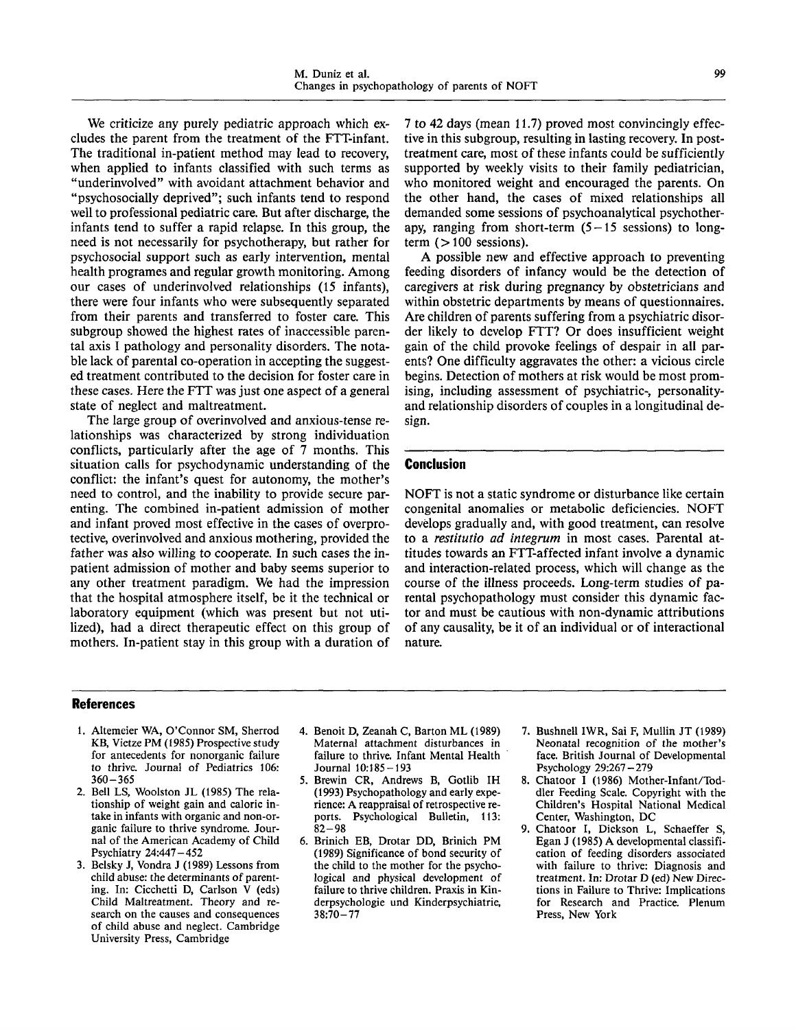We criticize any purely pediatric approach which excludes the parent from the treatment of the FTT-infant. The traditional in-patient method may lead to recovery, when applied to infants classified with such terms as "underinvolved" with avoidant attachment behavior and "psychosocially deprived"; such infants tend to respond well to professional pediatric care. But after discharge, the infants tend to suffer a rapid relapse. In this group, the need is not necessarily for psychotherapy, but rather for psychosocial support such as early intervention, mental health programes and regular growth monitoring. Among our cases of underinvolved relationships (15 infants), there were four infants who were subsequently separated from their parents and transferred to foster care. This subgroup showed the highest rates of inaccessible parental axis I pathology and personality disorders. The notable lack of parental co-operation in accepting the suggested treatment contributed to the decision for foster care in these cases. Here the FTT was just one aspect of a general state of neglect and maltreatment.

The large group of overinvolved and anxious-tense relationships was characterized by strong individuation conflicts, particularly after the age of 7 months. This situation calls for psychodynamic understanding of the conflict: the infant's quest for autonomy, the mother's need to control, and the inability to provide secure parenting. The combined in-patient admission of mother and infant proved most effective in the cases of overprotective, overinvolved and anxious mothering, provided the father was also willing to cooperate. In such cases the in-patient admission of mother and baby seems superior to any other treatment paradigm. We had the impression that the hospital atmosphere itself, be it the technical or laboratory equipment (which was present but not utilized), had a direct therapeutic effect on this group of mothers. In-patient stay in this group with a duration of 7 to 42 days (mean 11.7) proved most convincingly effective in this subgroup, resulting in lasting recovery. In post-treatment care, most of these infants could be sufficiently supported by weekly visits to their family pediatrician, who monitored weight and encouraged the parents. On the other hand, the cases of mixed relationships all demanded some sessions of psychoanalytical psychotherapy, ranging from short-term (5–15 sessions) to long-term (> 100 sessions).

A possible new and effective approach to preventing feeding disorders of infancy would be the detection of caregivers at risk during pregnancy by obstetricians and within obstetric departments by means of questionnaires. Are children of parents suffering from a psychiatric disorder likely to develop FTT? Or does insufficient weight gain of the child provoke feelings of despair in all parents? One difficulty aggravates the other: a vicious circle begins. Detection of mothers at risk would be most promising, including assessment of psychiatric-, personality- and relationship disorders of couples in a longitudinal design.

## Conclusion

NOFT is not a static syndrome or disturbance like certain congenital anomalies or metabolic deficiencies. NOFT develops gradually and, with good treatment, can resolve to a *restitutio ad integrum* in most cases. Parental attitudes towards an FTT-affected infant involve a dynamic and interaction-related process, which will change as the course of the illness proceeds. Long-term studies of parental psychopathology must consider this dynamic factor and must be cautious with non-dynamic attributions of any causality, be it of an individual or of interactional nature.

## References

1. Altemeier WA, O'Connor SM, Sherrod KB, Vietze PM (1985) Prospective study for antecedents for nonorganic failure to thrive. Journal of Pediatrics 106: 360–365
2. Bell LS, Woolston JL (1985) The relationship of weight gain and caloric intake in infants with organic and non-organic failure to thrive syndrome. Journal of the American Academy of Child Psychiatry 24:447–452
3. Belsky J, Vondra J (1989) Lessons from child abuse: the determinants of parenting. In: Cicchetti D, Carlson V (eds) Child Maltreatment. Theory and research on the causes and consequences of child abuse and neglect. Cambridge University Press, Cambridge
4. Benoit D, Zeanah C, Barton ML (1989) Maternal attachment disturbances in failure to thrive. Infant Mental Health Journal 10:185–193
5. Brewin CR, Andrews B, Gotlib IH (1993) Psychopathology and early experience: A reappraisal of retrospective reports. Psychological Bulletin, 113: 82–98
6. Brinich EB, Drotar DD, Brinich PM (1989) Significance of bond security of the child to the mother for the psychological and physical development of failure to thrive children. Praxis in Kinderpsychologie und Kinderpsychiatrie, 38:70–77
7. Bushnell IWR, Sai F, Mullin JT (1989) Neonatal recognition of the mother's face. British Journal of Developmental Psychology 29:267–279
8. Chatoor I (1986) Mother-Infant/Toddler Feeding Scale. Copyright with the Children's Hospital National Medical Center, Washington, DC
9. Chatoor I, Dickson L, Schaeffer S, Egan J (1985) A developmental classification of feeding disorders associated with failure to thrive: Diagnosis and treatment. In: Drotar D (ed) New Directions in Failure to Thrive: Implications for Research and Practice. Plenum Press, New York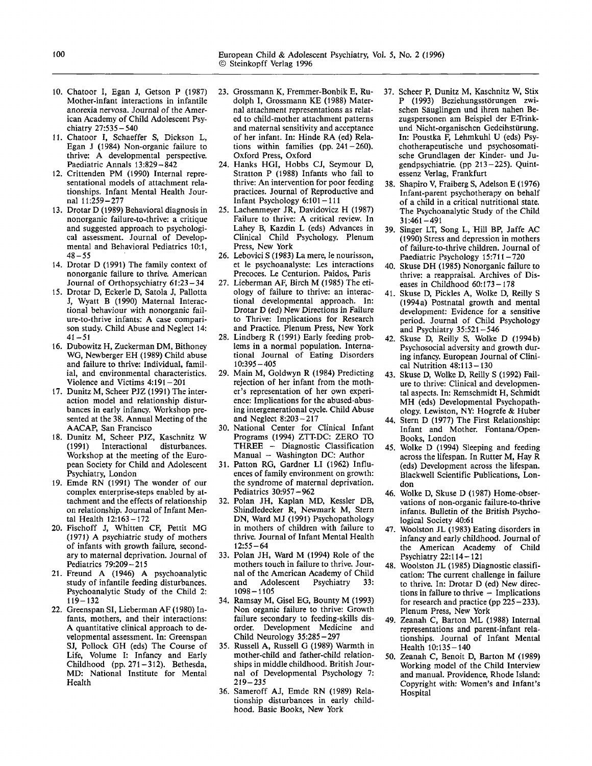10. Chatoor I, Egan J, Getson P (1987) Mother-infant interactions in infantile anorexia nervosa. Journal of the American Academy of Child Adolescent Psychiatry 27:535–540
11. Chatoor I, Schaeffer S, Dickson L, Egan J (1984) Non-organic failure to thrive: A developmental perspective. Paediatric Annals 13:829–842
12. Crittenden PM (1990) Internal representational models of attachment relationships. Infant Mental Health Journal 11:259–277
13. Drotar D (1989) Behavioral diagnosis in nonorganic failure-to-thrive: a critique and suggested approach to psychological assessment. Journal of Developmental and Behavioral Pediatrics 10:1, 48–55
14. Drotar D (1991) The family context of nonorganic failure to thrive. American Journal of Orthopsychiatry 61:23–34
15. Drotar D, Eckerle D, Satola J, Pallotta J, Wyatt B (1990) Maternal Interactional behaviour with nonorganic failure-to-thrive infants: A case comparison study. Child Abuse and Neglect 14: 41–51
16. Dubowitz H, Zuckerman DM, Bithoney WG, Newberger EH (1989) Child abuse and failure to thrive: Individual, familial, and environmental characteristics. Violence and Victims 4:191–201
17. Dunitz M, Scheer PJZ (1991) The interaction model and relationship disturbances in early infancy. Workshop presented at the 38. Annual Meeting of the AACAP, San Francisco
18. Dunitz M, Scheer PJZ, Kaschnitz W (1991) Interactional disturbances. Workshop at the meeting of the European Society for Child and Adolescent Psychiatry, London
19. Emde RN (1991) The wonder of our complex enterprise-steps enabled by attachment and the effects of relationship on relationship. Journal of Infant Mental Health 12:163–172
20. Fischoff J, Whitten CF, Pettit MG (1971) A psychiatric study of mothers of infants with growth failure, secondary to maternal deprivation. Journal of Pediatrics 79:209–215
21. Freund A (1946) A psychoanalytic study of infantile feeding disturbances. Psychoanalytic Study of the Child 2: 119–132
22. Greenspan SI, Lieberman AF (1980) Infants, mothers, and their interactions: A quantitative clinical approach to developmental assessment. In: Greenspan SJ, Pollock GH (eds) The Course of Life, Volume I: Infancy and Early Childhood (pp. 271–312). Bethesda, MD: National Institute for Mental Health
23. Grossmann K, Fremmer-Bonbik E, Rudolph I, Grossmann KE (1988) Maternal attachment representations as related to child-mother attachment patterns and maternal sensitivity and acceptance of her infant. In: Hinde RA (ed) Relations within families (pp. 241–260). Oxford Press, Oxford
24. Hanks HGI, Hobbs CJ, Seymour D, Stratton P (1988) Infants who fail to thrive: An intervention for poor feeding practices. Journal of Reproductive and Infant Psychology 6:101–111
25. Lachenmeyer JR, Davidovicz H (1987) Failure to thrive: A critical review. In Lahey B, Kazdin L (eds) Advances in Clinical Child Psychology. Plenum Press, New York
26. Lebovici S (1983) La mere, le nourisson, et le psychoanalyste: Les interactions Precoces. Le Centurion. Paidos, Paris
27. Lieberman AF, Birch M (1985) The etiology of failure to thrive: an interactional developmental approach. In: Drotar D (ed) New Directions in Failure to Thrive: Implications for Research and Practice. Plenum Press, New York
28. Lindberg R (1991) Early feeding problems in a normal population. International Journal of Eating Disorders 10:395–405
29. Main M, Goldwyn R (1984) Predicting rejection of her infant from the mother's representation of her own experience: Implications for the abused-abusing intergenerational cycle. Child Abuse and Neglect 8:203–217
30. National Center for Clinical Infant Programs (1994) ZTT-DC: ZERO TO THREE – Diagnostic Classification Manual – Washington DC: Author
31. Patton RG, Gardner LI (1962) Influences of family environment on growth: the syndrome of maternal deprivation. Pediatrics 30:957–962
32. Polan JH, Kaplan MD, Kessler DB, Shindledecker R, Newmark M, Stern DN, Ward MJ (1991) Psychopathology in mothers of children with failure to thrive. Journal of Infant Mental Health 12:55–64
33. Polan JH, Ward M (1994) Role of the mothers touch in failure to thrive. Journal of the American Academy of Child and Adolescent Psychiatry 33: 1098–1105
34. Ramsay M, Gisel EG, Bounty M (1993) Non organic failure to thrive: Growth failure secondary to feeding-skills disorder. Development Medicine and Child Neurology 35:285–297
35. Russell A, Russell G (1989) Warmth in mother-child and father-child relationships in middle childhood. British Journal of Developmental Psychology 7: 219–235
36. Sameroff AJ, Emde RN (1989) Relationship disturbances in early childhood. Basic Books, New York
37. Scheer P, Dunitz M, Kaschnitz W, Stix P (1993) Beziehungsstörungen zwischen Säuglingen und ihren nahen Bezugspersonen am Beispiel der E-Trink- und Nicht-organischen Gedeihstürung. In: Poustka F, Lehmkuhl U (eds) Psychotherapeutische und psychosomatische Grundlagen der Kinder- und Jugendpsychiatrie. (pp 213–225). Quintessenz Verlag, Frankfurt
38. Shapiro V, Fraiberg S, Adelson E (1976) Infant-parent psychotherapy on behalf of a child in a critical nutritional state. The Psychoanalytic Study of the Child 31:461–491
39. Singer LT, Song L, Hill BP, Jaffe AC (1990) Stress and depression in mothers of failure-to-thrive children. Journal of Paediatric Psychology 15:711–720
40. Skuse DH (1985) Nonorganic failure to thrive: a reappraisal. Archives of Diseases in Childhood 60:173–178
41. Skuse D, Pickles A, Wolke D, Reilly S (1994a) Postnatal growth and mental development: Evidence for a sensitive period. Journal of Child Psychology and Psychiatry 35:521–546
42. Skuse D, Reilly S, Wolke D (1994b) Psychosocial adversity and growth during infancy. European Journal of Clinical Nutrition 48:113–130
43. Skuse D, Wolke D, Reilly S (1992) Failure to thrive: Clinical and developmental aspects. In: Remschmidt H, Schmidt MH (eds) Developmental Psychopathology. Lewiston, NY: Hogrefe & Huber
44. Stern D (1977) The First Relationship: Infant and Mother. Fontana/Open-Books, London
45. Wolke D (1994) Sleeping and feeding across the lifespan. In Rutter M, Hay R (eds) Development across the lifespan. Blackwell Scientific Publications, London
46. Wolke D, Skuse D (1987) Home-observations of non-organic failure-to-thrive infants. Bulletin of the British Psychological Society 40:61
47. Woolston JL (1983) Eating disorders in infancy and early childhood. Journal of the American Academy of Child Psychiatry 22:114–121
48. Woolston JL (1985) Diagnostic classification: The current challenge in failure to thrive. In: Drotar D (ed) New directions in failure to thrive – Implications for research and practice (pp 225–233). Plenum Press, New York
49. Zeanah C, Barton ML (1988) Internal representations and parent-infant relationships. Journal of Infant Mental Health 10:135–140
50. Zeanah C, Benoit D, Barton M (1989) Working model of the Child Interview and manual. Providence, Rhode Island: Copyright with: Women's and Infant's Hospital